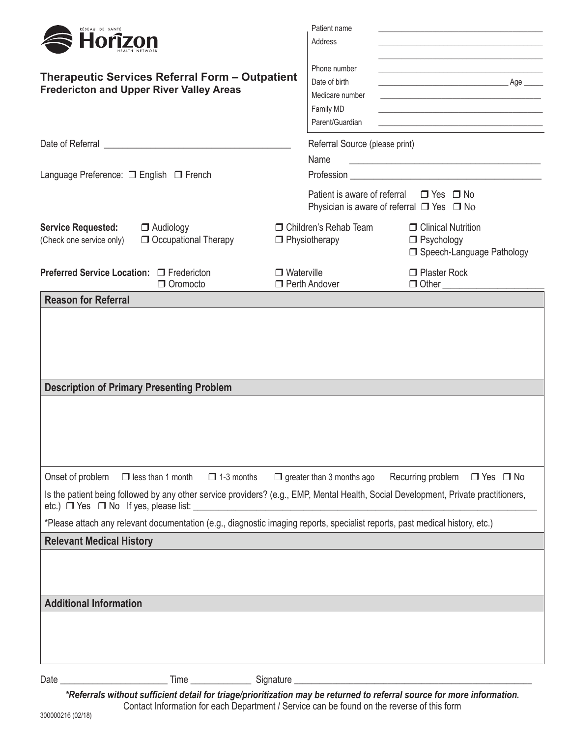RÉSEAU DE SANTÉ **Horizon** HEALTH NETWORK

## Therapeutic Services Referral Form – Outpatient
### Fredericton and Upper River Valley Areas

Patient name ______________________

Address ______________________

______________________

Phone number ______________________

Date of birth ______________________ Age _____

Medicare number ______________________

Family MD ______________________

Parent/Guardian ______________________

Date of Referral ______________________

Language Preference: ❒ English ❒ French

Referral Source (please print)

Name ______________________

Profession ______________________

Patient is aware of referral ❒ Yes ❒ No

Physician is aware of referral ❒ Yes ❒ No

**Service Requested:** (Check one service only)

❒ Audiology
❒ Occupational Therapy
❒ Children's Rehab Team
❒ Physiotherapy
❒ Clinical Nutrition
❒ Psychology
❒ Speech-Language Pathology

**Preferred Service Location:**

❒ Fredericton
❒ Oromocto
❒ Waterville
❒ Perth Andover
❒ Plaster Rock
❒ Other ______________________

### Reason for Referral

### Description of Primary Presenting Problem

Onset of problem ❒ less than 1 month ❒ 1-3 months ❒ greater than 3 months ago Recurring problem ❒ Yes ❒ No

Is the patient being followed by any other service providers? (e.g., EMP, Mental Health, Social Development, Private practitioners, etc.) ❒ Yes ❒ No If yes, please list: ______________________

*Please attach any relevant documentation (e.g., diagnostic imaging reports, specialist reports, past medical history, etc.)

### Relevant Medical History

### Additional Information

Date ______________________ Time ____________ Signature ______________________

***Referrals without sufficient detail for triage/prioritization may be returned to referral source for more information.***

Contact Information for each Department / Service can be found on the reverse of this form

300000216 (02/18)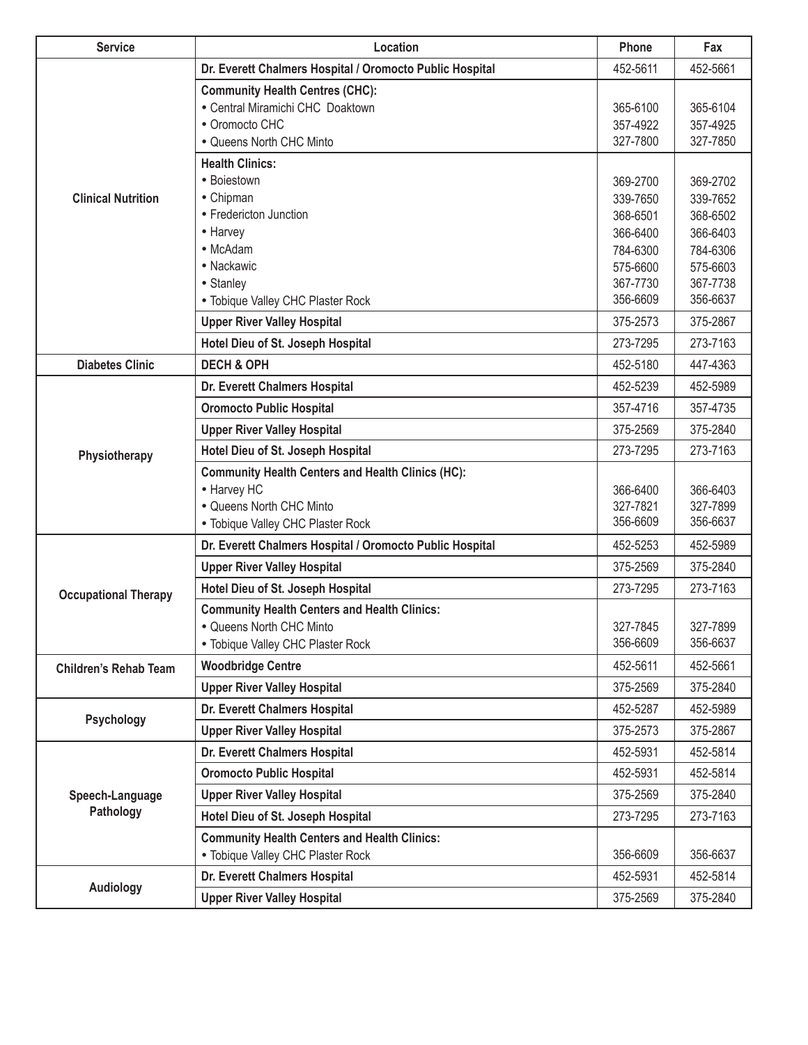| Service | Location | Phone | Fax |
|---|---|---|---|
| Clinical Nutrition | **Dr. Everett Chalmers Hospital / Oromocto Public Hospital** | 452-5611 | 452-5661 |
| | **Community Health Centres (CHC):** | | |
| | • Central Miramichi CHC Doaktown | 365-6100 | 365-6104 |
| | • Oromocto CHC | 357-4922 | 357-4925 |
| | • Queens North CHC Minto | 327-7800 | 327-7850 |
| | **Health Clinics:** | | |
| | • Boiestown | 369-2700 | 369-2702 |
| | • Chipman | 339-7650 | 339-7652 |
| | • Fredericton Junction | 368-6501 | 368-6502 |
| | • Harvey | 366-6400 | 366-6403 |
| | • McAdam | 784-6300 | 784-6306 |
| | • Nackawic | 575-6600 | 575-6603 |
| | • Stanley | 367-7730 | 367-7738 |
| | • Tobique Valley CHC Plaster Rock | 356-6609 | 356-6637 |
| | **Upper River Valley Hospital** | 375-2573 | 375-2867 |
| | **Hotel Dieu of St. Joseph Hospital** | 273-7295 | 273-7163 |
| Diabetes Clinic | **DECH & OPH** | 452-5180 | 447-4363 |
| Physiotherapy | **Dr. Everett Chalmers Hospital** | 452-5239 | 452-5989 |
| | **Oromocto Public Hospital** | 357-4716 | 357-4735 |
| | **Upper River Valley Hospital** | 375-2569 | 375-2840 |
| | **Hotel Dieu of St. Joseph Hospital** | 273-7295 | 273-7163 |
| | **Community Health Centers and Health Clinics (HC):** | | |
| | • Harvey HC | 366-6400 | 366-6403 |
| | • Queens North CHC Minto | 327-7821 | 327-7899 |
| | • Tobique Valley CHC Plaster Rock | 356-6609 | 356-6637 |
| Occupational Therapy | **Dr. Everett Chalmers Hospital / Oromocto Public Hospital** | 452-5253 | 452-5989 |
| | **Upper River Valley Hospital** | 375-2569 | 375-2840 |
| | **Hotel Dieu of St. Joseph Hospital** | 273-7295 | 273-7163 |
| | **Community Health Centers and Health Clinics:** | | |
| | • Queens North CHC Minto | 327-7845 | 327-7899 |
| | • Tobique Valley CHC Plaster Rock | 356-6609 | 356-6637 |
| Children's Rehab Team | **Woodbridge Centre** | 452-5611 | 452-5661 |
| | **Upper River Valley Hospital** | 375-2569 | 375-2840 |
| Psychology | **Dr. Everett Chalmers Hospital** | 452-5287 | 452-5989 |
| | **Upper River Valley Hospital** | 375-2573 | 375-2867 |
| Speech-Language Pathology | **Dr. Everett Chalmers Hospital** | 452-5931 | 452-5814 |
| | **Oromocto Public Hospital** | 452-5931 | 452-5814 |
| | **Upper River Valley Hospital** | 375-2569 | 375-2840 |
| | **Hotel Dieu of St. Joseph Hospital** | 273-7295 | 273-7163 |
| | **Community Health Centers and Health Clinics:** | | |
| | • Tobique Valley CHC Plaster Rock | 356-6609 | 356-6637 |
| Audiology | **Dr. Everett Chalmers Hospital** | 452-5931 | 452-5814 |
| | **Upper River Valley Hospital** | 375-2569 | 375-2840 |